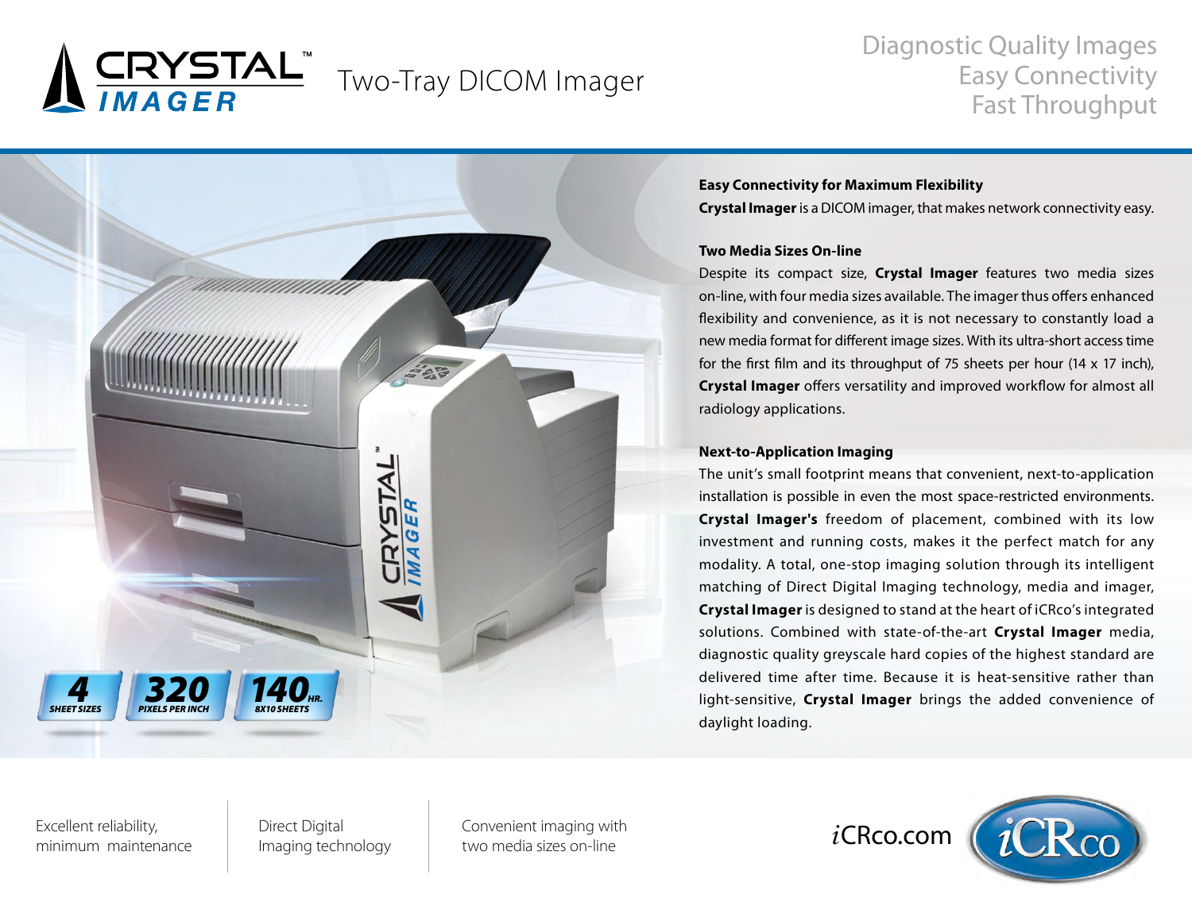# CRYSTAL™ IMAGER

## Two-Tray DICOM Imager

Diagnostic Quality Images
Easy Connectivity
Fast Throughput

**Easy Connectivity for Maximum Flexibility**

**Crystal Imager** is a DICOM imager, that makes network connectivity easy.

**Two Media Sizes On-line**

Despite its compact size, **Crystal Imager** features two media sizes on-line, with four media sizes available. The imager thus offers enhanced flexibility and convenience, as it is not necessary to constantly load a new media format for different image sizes. With its ultra-short access time for the first film and its throughput of 75 sheets per hour (14 x 17 inch), **Crystal Imager** offers versatility and improved workflow for almost all radiology applications.

**Next-to-Application Imaging**

The unit's small footprint means that convenient, next-to-application installation is possible in even the most space-restricted environments. **Crystal Imager's** freedom of placement, combined with its low investment and running costs, makes it the perfect match for any modality. A total, one-stop imaging solution through its intelligent matching of Direct Digital Imaging technology, media and imager, **Crystal Imager** is designed to stand at the heart of iCRco's integrated solutions. Combined with state-of-the-art **Crystal Imager** media, diagnostic quality greyscale hard copies of the highest standard are delivered time after time. Because it is heat-sensitive rather than light-sensitive, **Crystal Imager** brings the added convenience of daylight loading.

**4** SHEET SIZES | **320** PIXELS PER INCH | **140** HR. 8X10 SHEETS

Excellent reliability, minimum maintenance

Direct Digital Imaging technology

Convenient imaging with two media sizes on-line

iCRco.com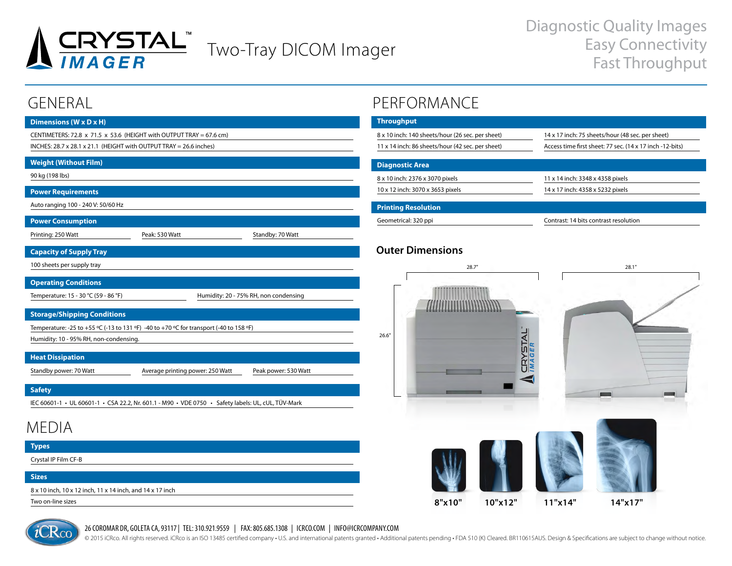# CRYSTAL IMAGER Two-Tray DICOM Imager

Diagnostic Quality Images
Easy Connectivity
Fast Throughput

## GENERAL

**Dimensions (W x D x H)**

CENTIMETERS: 72.8 x 71.5 x 53.6 (HEIGHT with OUTPUT TRAY = 67.6 cm)

INCHES: 28.7 x 28.1 x 21.1 (HEIGHT with OUTPUT TRAY = 26.6 inches)

**Weight (Without Film)**

90 kg (198 lbs)

**Power Requirements**

Auto ranging 100 - 240 V: 50/60 Hz

**Power Consumption**

| | | |
|---|---|---|
| Printing: 250 Watt | Peak: 530 Watt | Standby: 70 Watt |

**Capacity of Supply Tray**

100 sheets per supply tray

**Operating Conditions**

| | |
|---|---|
| Temperature: 15 - 30 °C (59 - 86 °F) | Humidity: 20 - 75% RH, non condensing |

**Storage/Shipping Conditions**

Temperature: -25 to +55 ºC (-13 to 131 ºF) -40 to +70 ºC for transport (-40 to 158 ºF)

Humidity: 10 - 95% RH, non-condensing.

**Heat Dissipation**

| | | |
|---|---|---|
| Standby power: 70 Watt | Average printing power: 250 Watt | Peak power: 530 Watt |

**Safety**

IEC 60601-1 • UL 60601-1 • CSA 22.2, Nr. 601.1 - M90 • VDE 0750 • Safety labels: UL, cUL, TÜV-Mark

## MEDIA

**Types**

Crystal IP Film CF-B

**Sizes**

8 x 10 inch, 10 x 12 inch, 11 x 14 inch, and 14 x 17 inch

Two on-line sizes

## PERFORMANCE

**Throughput**

| | |
|---|---|
| 8 x 10 inch: 140 sheets/hour (26 sec. per sheet) | 14 x 17 inch: 75 sheets/hour (48 sec. per sheet) |
| 11 x 14 inch: 86 sheets/hour (42 sec. per sheet) | Access time first sheet: 77 sec. (14 x 17 inch -12-bits) |

**Diagnostic Area**

| | |
|---|---|
| 8 x 10 inch: 2376 x 3070 pixels | 11 x 14 inch: 3348 x 4358 pixels |
| 10 x 12 inch: 3070 x 3653 pixels | 14 x 17 inch: 4358 x 5232 pixels |

**Printing Resolution**

| | |
|---|---|
| Geometrical: 320 ppi | Contrast: 14 bits contrast resolution |

### Outer Dimensions

28.7"

28.1"

26.6"

8"x10" 10"x12" 11"x14" 14"x17"

26 COROMAR DR, GOLETA CA, 93117 | TEL: 310.921.9559 | FAX: 805.685.1308 | ICRCO.COM | INFO@ICRCOMPANY.COM

© 2015 iCRco. All rights reserved. iCRco is an ISO 13485 certified company • U.S. and international patents granted • Additional patents pending • FDA 510 (K) Cleared. BR110615AUS. Design & Specifications are subject to change without notice.